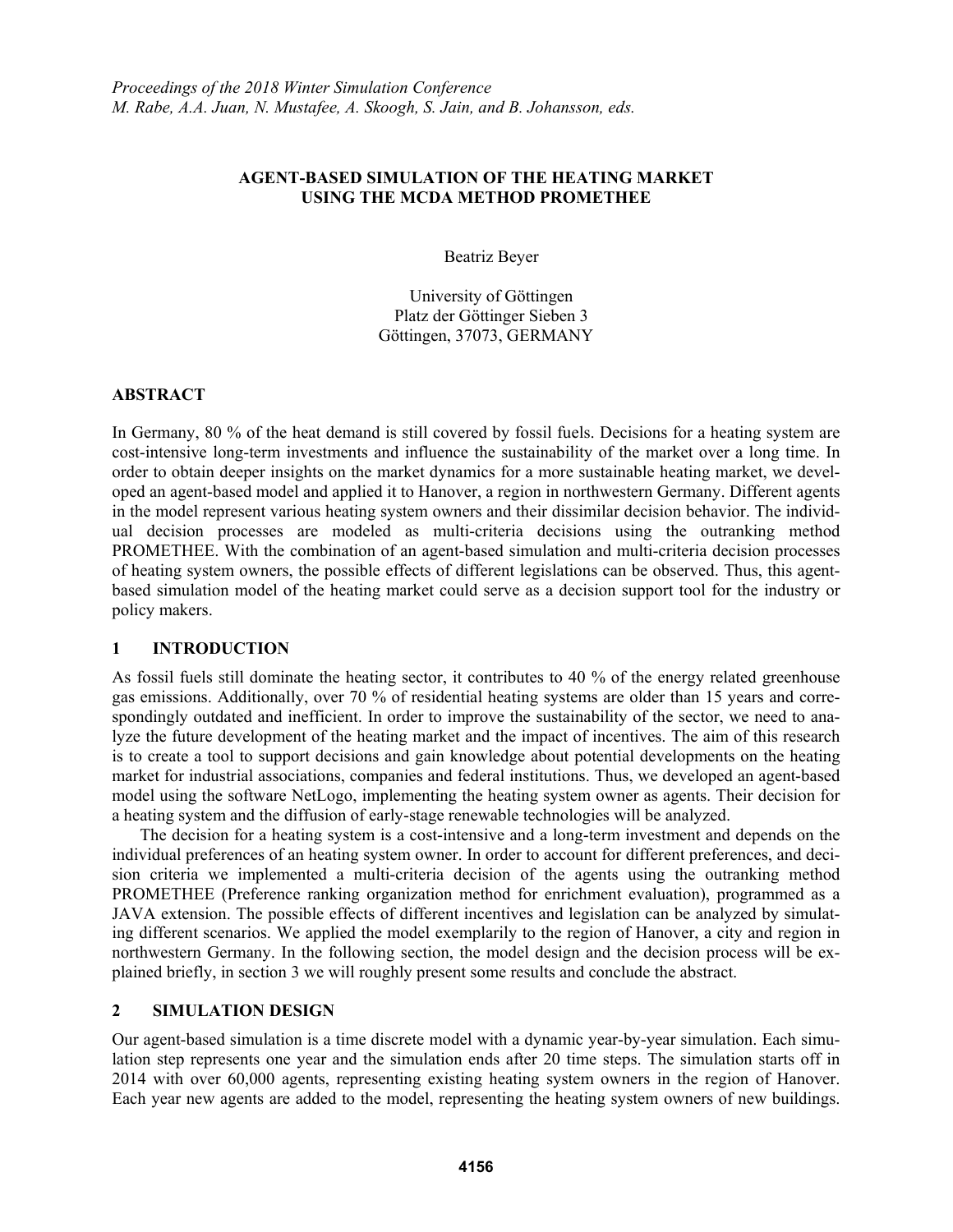*Proceedings of the 2018 Winter Simulation Conference*
*M. Rabe, A.A. Juan, N. Mustafee, A. Skoogh, S. Jain, and B. Johansson, eds.*

# AGENT-BASED SIMULATION OF THE HEATING MARKET USING THE MCDA METHOD PROMETHEE

Beatriz Beyer

University of Göttingen
Platz der Göttinger Sieben 3
Göttingen, 37073, GERMANY

## ABSTRACT

In Germany, 80 % of the heat demand is still covered by fossil fuels. Decisions for a heating system are cost-intensive long-term investments and influence the sustainability of the market over a long time. In order to obtain deeper insights on the market dynamics for a more sustainable heating market, we developed an agent-based model and applied it to Hanover, a region in northwestern Germany. Different agents in the model represent various heating system owners and their dissimilar decision behavior. The individual decision processes are modeled as multi-criteria decisions using the outranking method PROMETHEE. With the combination of an agent-based simulation and multi-criteria decision processes of heating system owners, the possible effects of different legislations can be observed. Thus, this agent-based simulation model of the heating market could serve as a decision support tool for the industry or policy makers.

## 1 INTRODUCTION

As fossil fuels still dominate the heating sector, it contributes to 40 % of the energy related greenhouse gas emissions. Additionally, over 70 % of residential heating systems are older than 15 years and correspondingly outdated and inefficient. In order to improve the sustainability of the sector, we need to analyze the future development of the heating market and the impact of incentives. The aim of this research is to create a tool to support decisions and gain knowledge about potential developments on the heating market for industrial associations, companies and federal institutions. Thus, we developed an agent-based model using the software NetLogo, implementing the heating system owner as agents. Their decision for a heating system and the diffusion of early-stage renewable technologies will be analyzed.

The decision for a heating system is a cost-intensive and a long-term investment and depends on the individual preferences of an heating system owner. In order to account for different preferences, and decision criteria we implemented a multi-criteria decision of the agents using the outranking method PROMETHEE (Preference ranking organization method for enrichment evaluation), programmed as a JAVA extension. The possible effects of different incentives and legislation can be analyzed by simulating different scenarios. We applied the model exemplarily to the region of Hanover, a city and region in northwestern Germany. In the following section, the model design and the decision process will be explained briefly, in section 3 we will roughly present some results and conclude the abstract.

## 2 SIMULATION DESIGN

Our agent-based simulation is a time discrete model with a dynamic year-by-year simulation. Each simulation step represents one year and the simulation ends after 20 time steps. The simulation starts off in 2014 with over 60,000 agents, representing existing heating system owners in the region of Hanover. Each year new agents are added to the model, representing the heating system owners of new buildings.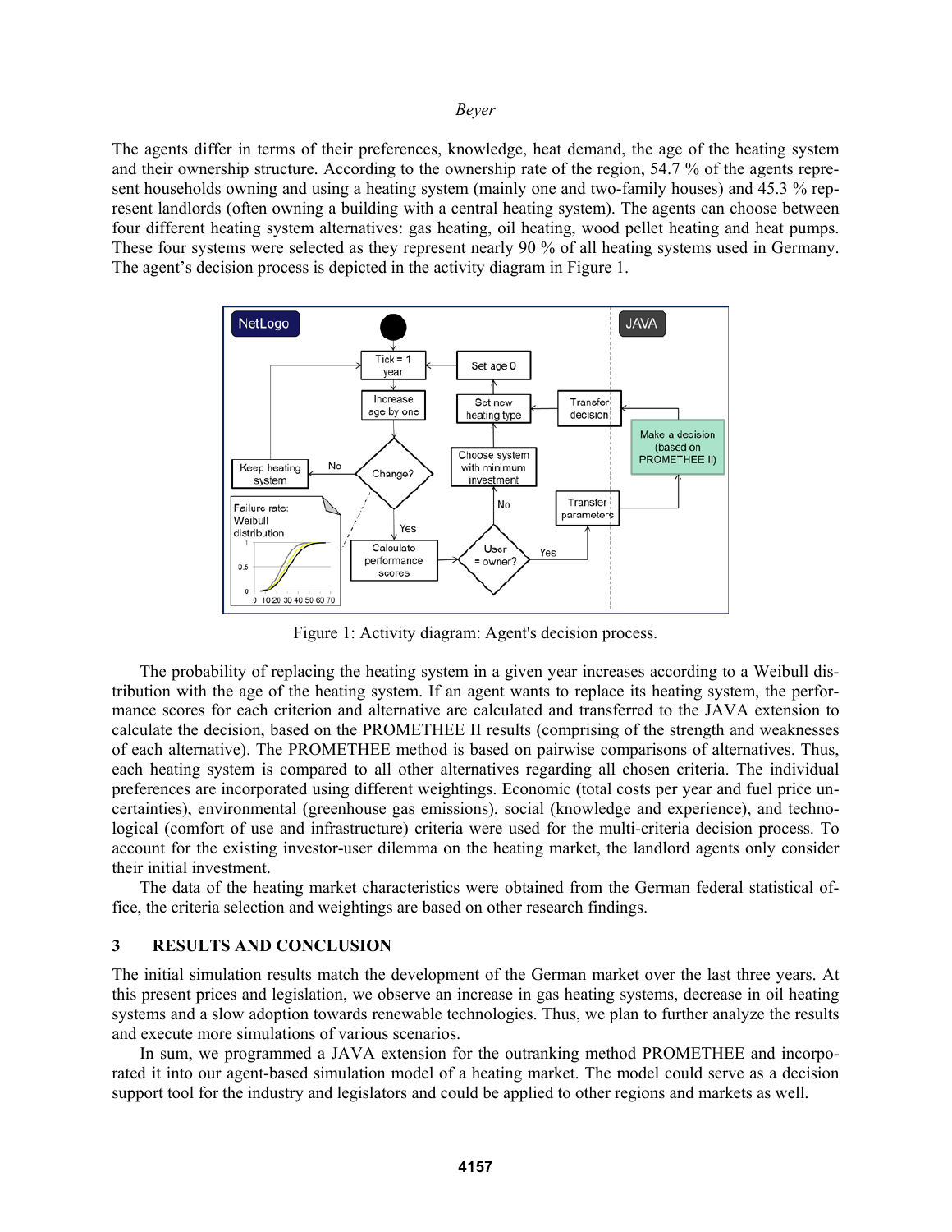The agents differ in terms of their preferences, knowledge, heat demand, the age of the heating system and their ownership structure. According to the ownership rate of the region, 54.7 % of the agents represent households owning and using a heating system (mainly one and two-family houses) and 45.3 % represent landlords (often owning a building with a central heating system). The agents can choose between four different heating system alternatives: gas heating, oil heating, wood pellet heating and heat pumps. These four systems were selected as they represent nearly 90 % of all heating systems used in Germany. The agent's decision process is depicted in the activity diagram in Figure 1.

NetLogo

JAVA

Tick = 1 year

Set age 0

Increase age by one

Set new heating type

Transfer decision

Make a decision (based on PROMETHEE II)

Keep heating system

No

Change?

Choose system with minimum investment

Failure rate: Weibull distribution

1

0.5

0

0 10 20 30 40 50 60 70

No

Transfer parameters

Yes

Calculate performance scores

User = owner?

Yes

Figure 1: Activity diagram: Agent's decision process.

The probability of replacing the heating system in a given year increases according to a Weibull distribution with the age of the heating system. If an agent wants to replace its heating system, the performance scores for each criterion and alternative are calculated and transferred to the JAVA extension to calculate the decision, based on the PROMETHEE II results (comprising of the strength and weaknesses of each alternative). The PROMETHEE method is based on pairwise comparisons of alternatives. Thus, each heating system is compared to all other alternatives regarding all chosen criteria. The individual preferences are incorporated using different weightings. Economic (total costs per year and fuel price uncertainties), environmental (greenhouse gas emissions), social (knowledge and experience), and technological (comfort of use and infrastructure) criteria were used for the multi-criteria decision process. To account for the existing investor-user dilemma on the heating market, the landlord agents only consider their initial investment.

The data of the heating market characteristics were obtained from the German federal statistical office, the criteria selection and weightings are based on other research findings.

## 3 RESULTS AND CONCLUSION

The initial simulation results match the development of the German market over the last three years. At this present prices and legislation, we observe an increase in gas heating systems, decrease in oil heating systems and a slow adoption towards renewable technologies. Thus, we plan to further analyze the results and execute more simulations of various scenarios.

In sum, we programmed a JAVA extension for the outranking method PROMETHEE and incorporated it into our agent-based simulation model of a heating market. The model could serve as a decision support tool for the industry and legislators and could be applied to other regions and markets as well.